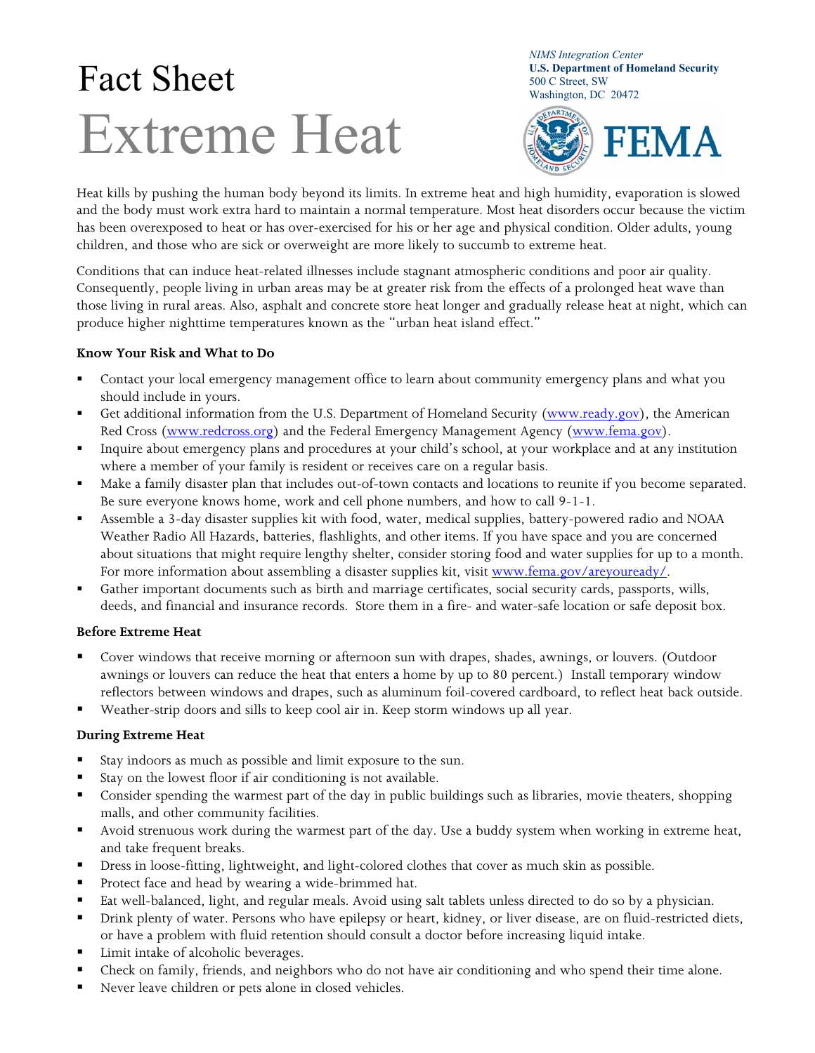# Fact Sheet

# Extreme Heat

*NIMS Integration Center*
**U.S. Department of Homeland Security**
500 C Street, SW
Washington, DC 20472

FEMA

Heat kills by pushing the human body beyond its limits. In extreme heat and high humidity, evaporation is slowed and the body must work extra hard to maintain a normal temperature. Most heat disorders occur because the victim has been overexposed to heat or has over-exercised for his or her age and physical condition. Older adults, young children, and those who are sick or overweight are more likely to succumb to extreme heat.

Conditions that can induce heat-related illnesses include stagnant atmospheric conditions and poor air quality. Consequently, people living in urban areas may be at greater risk from the effects of a prolonged heat wave than those living in rural areas. Also, asphalt and concrete store heat longer and gradually release heat at night, which can produce higher nighttime temperatures known as the "urban heat island effect."

**Know Your Risk and What to Do**

- Contact your local emergency management office to learn about community emergency plans and what you should include in yours.
- Get additional information from the U.S. Department of Homeland Security (www.ready.gov), the American Red Cross (www.redcross.org) and the Federal Emergency Management Agency (www.fema.gov).
- Inquire about emergency plans and procedures at your child's school, at your workplace and at any institution where a member of your family is resident or receives care on a regular basis.
- Make a family disaster plan that includes out-of-town contacts and locations to reunite if you become separated. Be sure everyone knows home, work and cell phone numbers, and how to call 9-1-1.
- Assemble a 3-day disaster supplies kit with food, water, medical supplies, battery-powered radio and NOAA Weather Radio All Hazards, batteries, flashlights, and other items. If you have space and you are concerned about situations that might require lengthy shelter, consider storing food and water supplies for up to a month. For more information about assembling a disaster supplies kit, visit www.fema.gov/areyouready/.
- Gather important documents such as birth and marriage certificates, social security cards, passports, wills, deeds, and financial and insurance records. Store them in a fire- and water-safe location or safe deposit box.

**Before Extreme Heat**

- Cover windows that receive morning or afternoon sun with drapes, shades, awnings, or louvers. (Outdoor awnings or louvers can reduce the heat that enters a home by up to 80 percent.) Install temporary window reflectors between windows and drapes, such as aluminum foil-covered cardboard, to reflect heat back outside.
- Weather-strip doors and sills to keep cool air in. Keep storm windows up all year.

**During Extreme Heat**

- Stay indoors as much as possible and limit exposure to the sun.
- Stay on the lowest floor if air conditioning is not available.
- Consider spending the warmest part of the day in public buildings such as libraries, movie theaters, shopping malls, and other community facilities.
- Avoid strenuous work during the warmest part of the day. Use a buddy system when working in extreme heat, and take frequent breaks.
- Dress in loose-fitting, lightweight, and light-colored clothes that cover as much skin as possible.
- Protect face and head by wearing a wide-brimmed hat.
- Eat well-balanced, light, and regular meals. Avoid using salt tablets unless directed to do so by a physician.
- Drink plenty of water. Persons who have epilepsy or heart, kidney, or liver disease, are on fluid-restricted diets, or have a problem with fluid retention should consult a doctor before increasing liquid intake.
- Limit intake of alcoholic beverages.
- Check on family, friends, and neighbors who do not have air conditioning and who spend their time alone.
- Never leave children or pets alone in closed vehicles.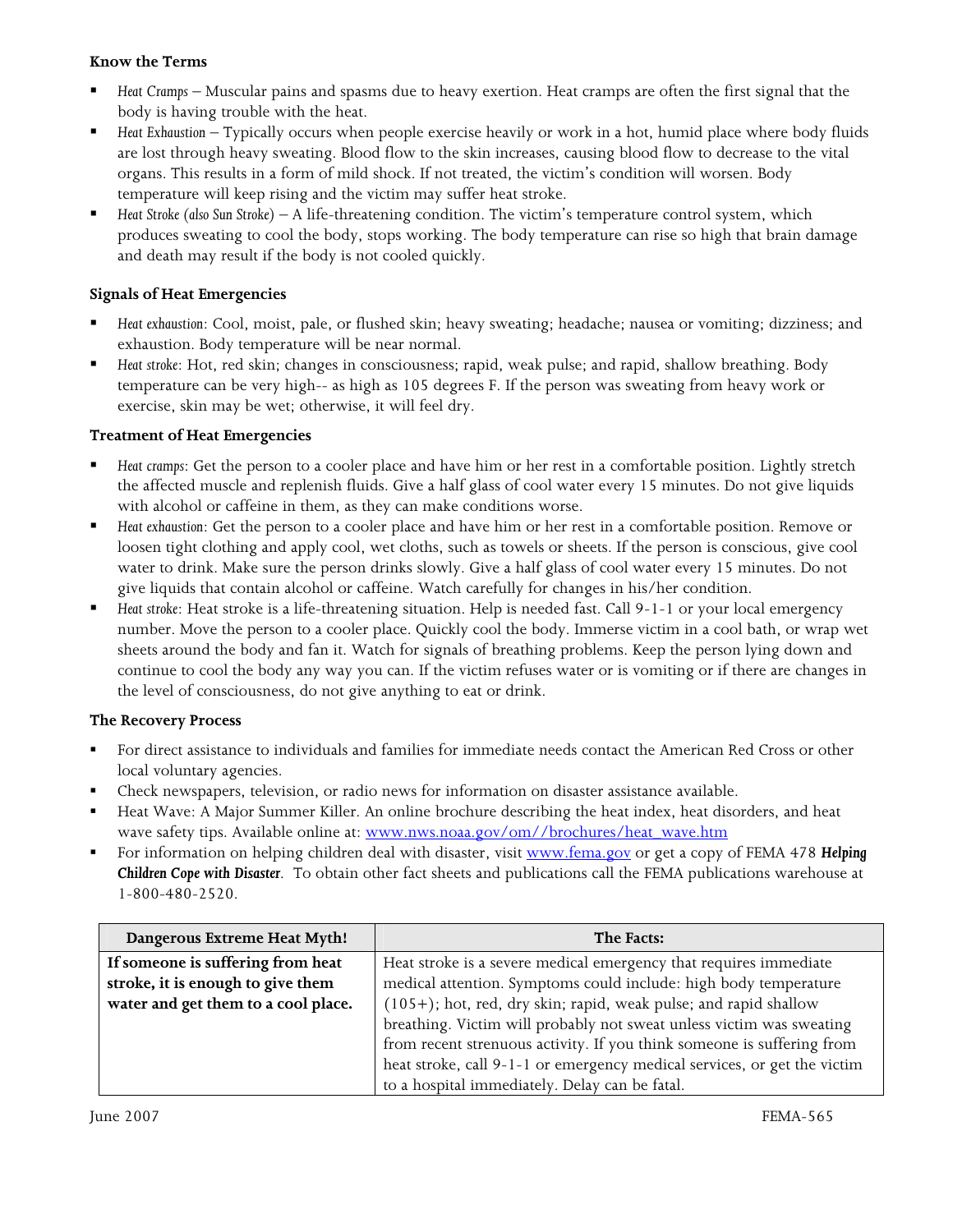**Know the Terms**

- *Heat Cramps* – Muscular pains and spasms due to heavy exertion. Heat cramps are often the first signal that the body is having trouble with the heat.
- *Heat Exhaustion* – Typically occurs when people exercise heavily or work in a hot, humid place where body fluids are lost through heavy sweating. Blood flow to the skin increases, causing blood flow to decrease to the vital organs. This results in a form of mild shock. If not treated, the victim's condition will worsen. Body temperature will keep rising and the victim may suffer heat stroke.
- *Heat Stroke (also Sun Stroke)* – A life-threatening condition. The victim's temperature control system, which produces sweating to cool the body, stops working. The body temperature can rise so high that brain damage and death may result if the body is not cooled quickly.

**Signals of Heat Emergencies**

- *Heat exhaustion*: Cool, moist, pale, or flushed skin; heavy sweating; headache; nausea or vomiting; dizziness; and exhaustion. Body temperature will be near normal.
- *Heat stroke*: Hot, red skin; changes in consciousness; rapid, weak pulse; and rapid, shallow breathing. Body temperature can be very high-- as high as 105 degrees F. If the person was sweating from heavy work or exercise, skin may be wet; otherwise, it will feel dry.

**Treatment of Heat Emergencies**

- *Heat cramps*: Get the person to a cooler place and have him or her rest in a comfortable position. Lightly stretch the affected muscle and replenish fluids. Give a half glass of cool water every 15 minutes. Do not give liquids with alcohol or caffeine in them, as they can make conditions worse.
- *Heat exhaustion*: Get the person to a cooler place and have him or her rest in a comfortable position. Remove or loosen tight clothing and apply cool, wet cloths, such as towels or sheets. If the person is conscious, give cool water to drink. Make sure the person drinks slowly. Give a half glass of cool water every 15 minutes. Do not give liquids that contain alcohol or caffeine. Watch carefully for changes in his/her condition.
- *Heat stroke*: Heat stroke is a life-threatening situation. Help is needed fast. Call 9-1-1 or your local emergency number. Move the person to a cooler place. Quickly cool the body. Immerse victim in a cool bath, or wrap wet sheets around the body and fan it. Watch for signals of breathing problems. Keep the person lying down and continue to cool the body any way you can. If the victim refuses water or is vomiting or if there are changes in the level of consciousness, do not give anything to eat or drink.

**The Recovery Process**

- For direct assistance to individuals and families for immediate needs contact the American Red Cross or other local voluntary agencies.
- Check newspapers, television, or radio news for information on disaster assistance available.
- Heat Wave: A Major Summer Killer. An online brochure describing the heat index, heat disorders, and heat wave safety tips. Available online at: www.nws.noaa.gov/om//brochures/heat_wave.htm
- For information on helping children deal with disaster, visit www.fema.gov or get a copy of FEMA 478 ***Helping Children Cope with Disaster***. To obtain other fact sheets and publications call the FEMA publications warehouse at 1-800-480-2520.

| Dangerous Extreme Heat Myth! | The Facts: |
| --- | --- |
| **If someone is suffering from heat stroke, it is enough to give them water and get them to a cool place.** | Heat stroke is a severe medical emergency that requires immediate medical attention. Symptoms could include: high body temperature (105+); hot, red, dry skin; rapid, weak pulse; and rapid shallow breathing. Victim will probably not sweat unless victim was sweating from recent strenuous activity. If you think someone is suffering from heat stroke, call 9-1-1 or emergency medical services, or get the victim to a hospital immediately. Delay can be fatal. |

June 2007 FEMA-565